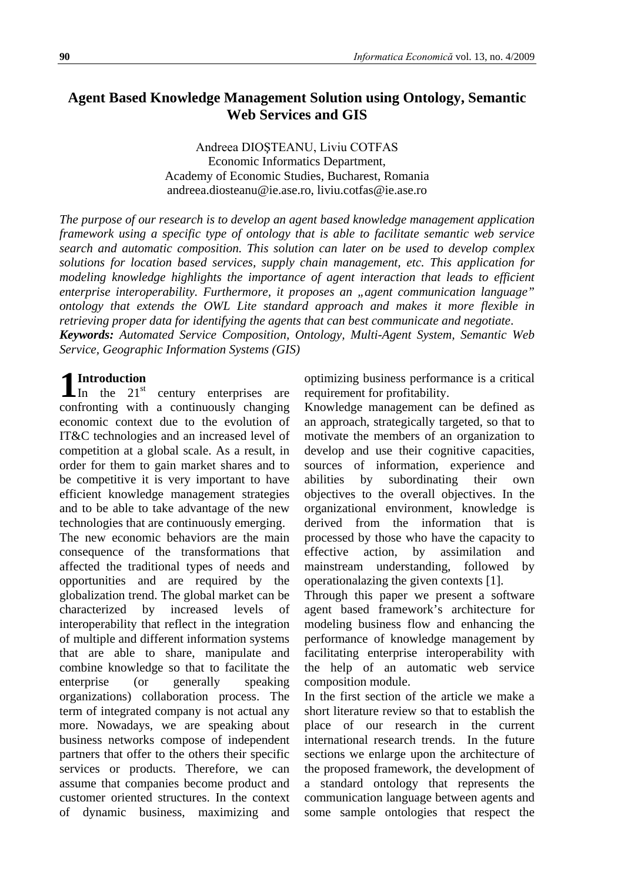# Agent Based Knowledge Management Solution using Ontology, Semantic Web Services and GIS

Andreea DIOŞTEANU, Liviu COTFAS
Economic Informatics Department,
Academy of Economic Studies, Bucharest, Romania
andreea.diosteanu@ie.ase.ro, liviu.cotfas@ie.ase.ro

*The purpose of our research is to develop an agent based knowledge management application framework using a specific type of ontology that is able to facilitate semantic web service search and automatic composition. This solution can later on be used to develop complex solutions for location based services, supply chain management, etc. This application for modeling knowledge highlights the importance of agent interaction that leads to efficient enterprise interoperability. Furthermore, it proposes an „agent communication language" ontology that extends the OWL Lite standard approach and makes it more flexible in retrieving proper data for identifying the agents that can best communicate and negotiate.*

***Keywords:*** *Automated Service Composition, Ontology, Multi-Agent System, Semantic Web Service, Geographic Information Systems (GIS)*

## 1 Introduction

In the 21st century enterprises are confronting with a continuously changing economic context due to the evolution of IT&C technologies and an increased level of competition at a global scale. As a result, in order for them to gain market shares and to be competitive it is very important to have efficient knowledge management strategies and to be able to take advantage of the new technologies that are continuously emerging.

The new economic behaviors are the main consequence of the transformations that affected the traditional types of needs and opportunities and are required by the globalization trend. The global market can be characterized by increased levels of interoperability that reflect in the integration of multiple and different information systems that are able to share, manipulate and combine knowledge so that to facilitate the enterprise (or generally speaking organizations) collaboration process. The term of integrated company is not actual any more. Nowadays, we are speaking about business networks compose of independent partners that offer to the others their specific services or products. Therefore, we can assume that companies become product and customer oriented structures. In the context of dynamic business, maximizing and optimizing business performance is a critical requirement for profitability.

Knowledge management can be defined as an approach, strategically targeted, so that to motivate the members of an organization to develop and use their cognitive capacities, sources of information, experience and abilities by subordinating their own objectives to the overall objectives. In the organizational environment, knowledge is derived from the information that is processed by those who have the capacity to effective action, by assimilation and mainstream understanding, followed by operationalazing the given contexts [1].

Through this paper we present a software agent based framework's architecture for modeling business flow and enhancing the performance of knowledge management by facilitating enterprise interoperability with the help of an automatic web service composition module.

In the first section of the article we make a short literature review so that to establish the place of our research in the current international research trends. In the future sections we enlarge upon the architecture of the proposed framework, the development of a standard ontology that represents the communication language between agents and some sample ontologies that respect the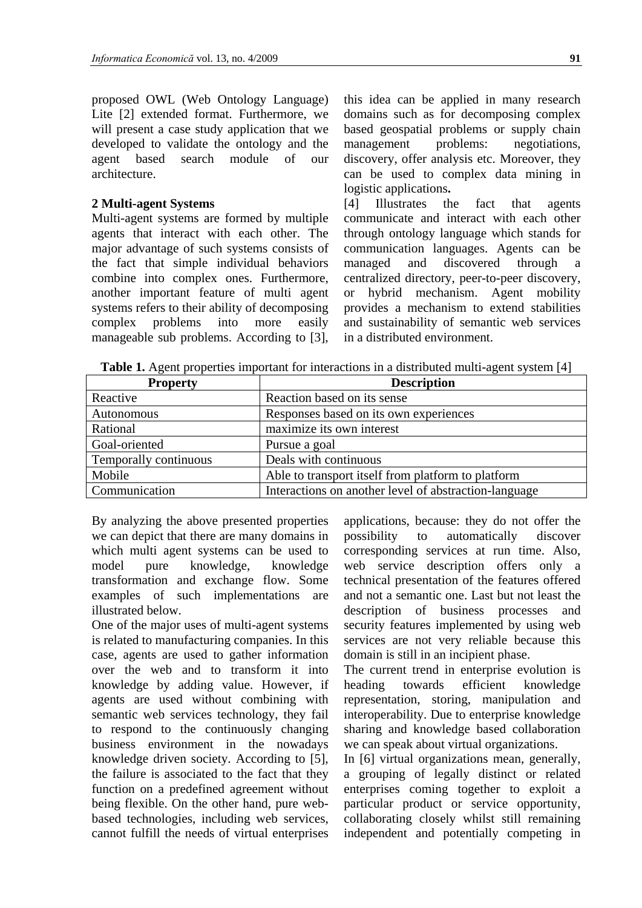proposed OWL (Web Ontology Language) Lite [2] extended format. Furthermore, we will present a case study application that we developed to validate the ontology and the agent based search module of our architecture.

## 2 Multi-agent Systems

Multi-agent systems are formed by multiple agents that interact with each other. The major advantage of such systems consists of the fact that simple individual behaviors combine into complex ones. Furthermore, another important feature of multi agent systems refers to their ability of decomposing complex problems into more easily manageable sub problems. According to [3], this idea can be applied in many research domains such as for decomposing complex based geospatial problems or supply chain management problems: negotiations, discovery, offer analysis etc. Moreover, they can be used to complex data mining in logistic applications**.**

[4] Illustrates the fact that agents communicate and interact with each other through ontology language which stands for communication languages. Agents can be managed and discovered through a centralized directory, peer-to-peer discovery, or hybrid mechanism. Agent mobility provides a mechanism to extend stabilities and sustainability of semantic web services in a distributed environment.

**Table 1.** Agent properties important for interactions in a distributed multi-agent system [4]

| Property | Description |
|---|---|
| Reactive | Reaction based on its sense |
| Autonomous | Responses based on its own experiences |
| Rational | maximize its own interest |
| Goal-oriented | Pursue a goal |
| Temporally continuous | Deals with continuous |
| Mobile | Able to transport itself from platform to platform |
| Communication | Interactions on another level of abstraction-language |

By analyzing the above presented properties we can depict that there are many domains in which multi agent systems can be used to model pure knowledge, knowledge transformation and exchange flow. Some examples of such implementations are illustrated below.

One of the major uses of multi-agent systems is related to manufacturing companies. In this case, agents are used to gather information over the web and to transform it into knowledge by adding value. However, if agents are used without combining with semantic web services technology, they fail to respond to the continuously changing business environment in the nowadays knowledge driven society. According to [5], the failure is associated to the fact that they function on a predefined agreement without being flexible. On the other hand, pure web-based technologies, including web services, cannot fulfill the needs of virtual enterprises applications, because: they do not offer the possibility to automatically discover corresponding services at run time. Also, web service description offers only a technical presentation of the features offered and not a semantic one. Last but not least the description of business processes and security features implemented by using web services are not very reliable because this domain is still in an incipient phase.

The current trend in enterprise evolution is heading towards efficient knowledge representation, storing, manipulation and interoperability. Due to enterprise knowledge sharing and knowledge based collaboration we can speak about virtual organizations.

In [6] virtual organizations mean, generally, a grouping of legally distinct or related enterprises coming together to exploit a particular product or service opportunity, collaborating closely whilst still remaining independent and potentially competing in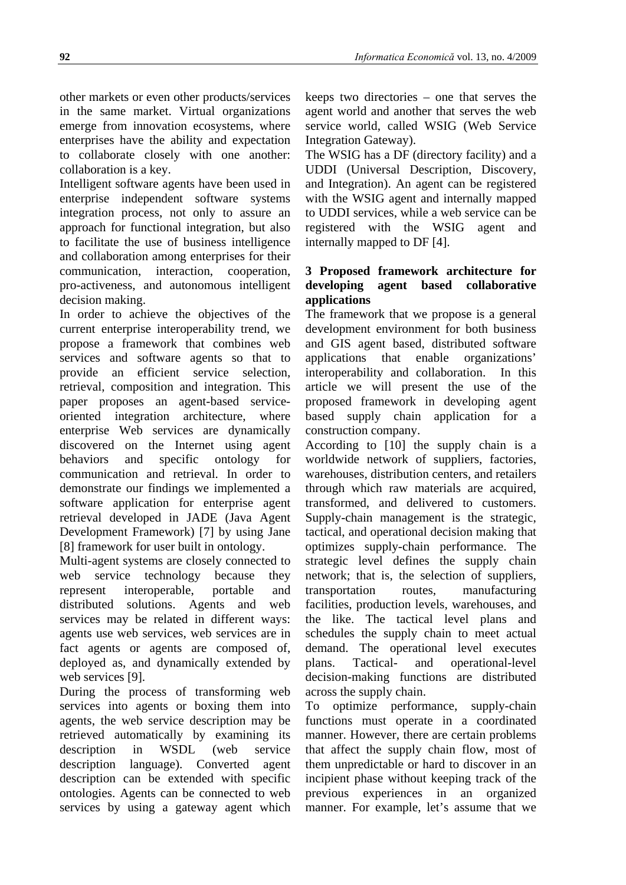other markets or even other products/services in the same market. Virtual organizations emerge from innovation ecosystems, where enterprises have the ability and expectation to collaborate closely with one another: collaboration is a key.

Intelligent software agents have been used in enterprise independent software systems integration process, not only to assure an approach for functional integration, but also to facilitate the use of business intelligence and collaboration among enterprises for their communication, interaction, cooperation, pro-activeness, and autonomous intelligent decision making.

In order to achieve the objectives of the current enterprise interoperability trend, we propose a framework that combines web services and software agents so that to provide an efficient service selection, retrieval, composition and integration. This paper proposes an agent-based service-oriented integration architecture, where enterprise Web services are dynamically discovered on the Internet using agent behaviors and specific ontology for communication and retrieval. In order to demonstrate our findings we implemented a software application for enterprise agent retrieval developed in JADE (Java Agent Development Framework) [7] by using Jane [8] framework for user built in ontology.

Multi-agent systems are closely connected to web service technology because they represent interoperable, portable and distributed solutions. Agents and web services may be related in different ways: agents use web services, web services are in fact agents or agents are composed of, deployed as, and dynamically extended by web services [9].

During the process of transforming web services into agents or boxing them into agents, the web service description may be retrieved automatically by examining its description in WSDL (web service description language). Converted agent description can be extended with specific ontologies. Agents can be connected to web services by using a gateway agent which keeps two directories – one that serves the agent world and another that serves the web service world, called WSIG (Web Service Integration Gateway).

The WSIG has a DF (directory facility) and a UDDI (Universal Description, Discovery, and Integration). An agent can be registered with the WSIG agent and internally mapped to UDDI services, while a web service can be registered with the WSIG agent and internally mapped to DF [4].

## 3 Proposed framework architecture for developing agent based collaborative applications

The framework that we propose is a general development environment for both business and GIS agent based, distributed software applications that enable organizations' interoperability and collaboration. In this article we will present the use of the proposed framework in developing agent based supply chain application for a construction company.

According to [10] the supply chain is a worldwide network of suppliers, factories, warehouses, distribution centers, and retailers through which raw materials are acquired, transformed, and delivered to customers. Supply-chain management is the strategic, tactical, and operational decision making that optimizes supply-chain performance. The strategic level defines the supply chain network; that is, the selection of suppliers, transportation routes, manufacturing facilities, production levels, warehouses, and the like. The tactical level plans and schedules the supply chain to meet actual demand. The operational level executes plans. Tactical- and operational-level decision-making functions are distributed across the supply chain.

To optimize performance, supply-chain functions must operate in a coordinated manner. However, there are certain problems that affect the supply chain flow, most of them unpredictable or hard to discover in an incipient phase without keeping track of the previous experiences in an organized manner. For example, let's assume that we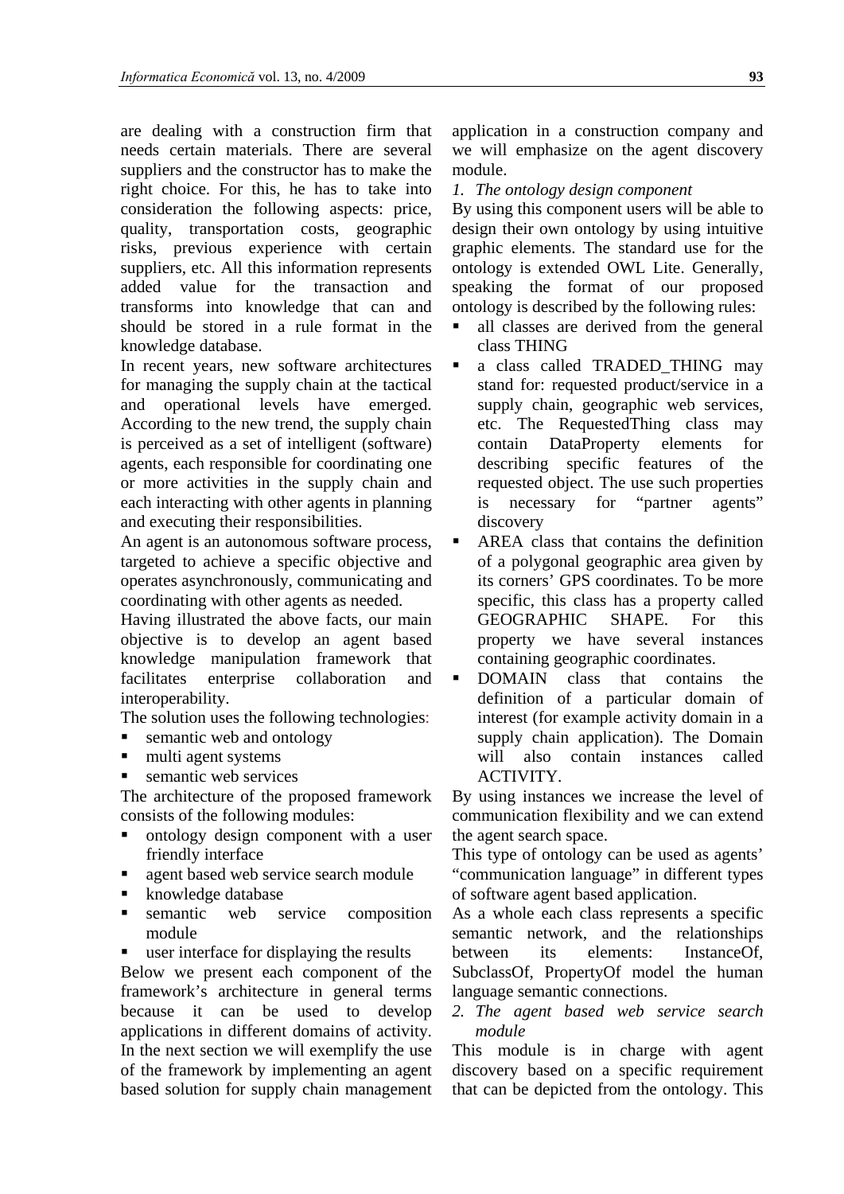are dealing with a construction firm that needs certain materials. There are several suppliers and the constructor has to make the right choice. For this, he has to take into consideration the following aspects: price, quality, transportation costs, geographic risks, previous experience with certain suppliers, etc. All this information represents added value for the transaction and transforms into knowledge that can and should be stored in a rule format in the knowledge database.

In recent years, new software architectures for managing the supply chain at the tactical and operational levels have emerged. According to the new trend, the supply chain is perceived as a set of intelligent (software) agents, each responsible for coordinating one or more activities in the supply chain and each interacting with other agents in planning and executing their responsibilities.

An agent is an autonomous software process, targeted to achieve a specific objective and operates asynchronously, communicating and coordinating with other agents as needed.

Having illustrated the above facts, our main objective is to develop an agent based knowledge manipulation framework that facilitates enterprise collaboration and interoperability.

The solution uses the following technologies:

- semantic web and ontology
- multi agent systems
- semantic web services

The architecture of the proposed framework consists of the following modules:

- ontology design component with a user friendly interface
- agent based web service search module
- knowledge database
- semantic web service composition module
- user interface for displaying the results

Below we present each component of the framework's architecture in general terms because it can be used to develop applications in different domains of activity. In the next section we will exemplify the use of the framework by implementing an agent based solution for supply chain management application in a construction company and we will emphasize on the agent discovery module.

*1. The ontology design component*

By using this component users will be able to design their own ontology by using intuitive graphic elements. The standard use for the ontology is extended OWL Lite. Generally, speaking the format of our proposed ontology is described by the following rules:

- all classes are derived from the general class THING
- a class called TRADED_THING may stand for: requested product/service in a supply chain, geographic web services, etc. The RequestedThing class may contain DataProperty elements for describing specific features of the requested object. The use such properties is necessary for "partner agents" discovery
- AREA class that contains the definition of a polygonal geographic area given by its corners' GPS coordinates. To be more specific, this class has a property called GEOGRAPHIC SHAPE. For this property we have several instances containing geographic coordinates.
- DOMAIN class that contains the definition of a particular domain of interest (for example activity domain in a supply chain application). The Domain will also contain instances called ACTIVITY.

By using instances we increase the level of communication flexibility and we can extend the agent search space.

This type of ontology can be used as agents' "communication language" in different types of software agent based application.

As a whole each class represents a specific semantic network, and the relationships between its elements: InstanceOf, SubclassOf, PropertyOf model the human language semantic connections.

*2. The agent based web service search module*

This module is in charge with agent discovery based on a specific requirement that can be depicted from the ontology. This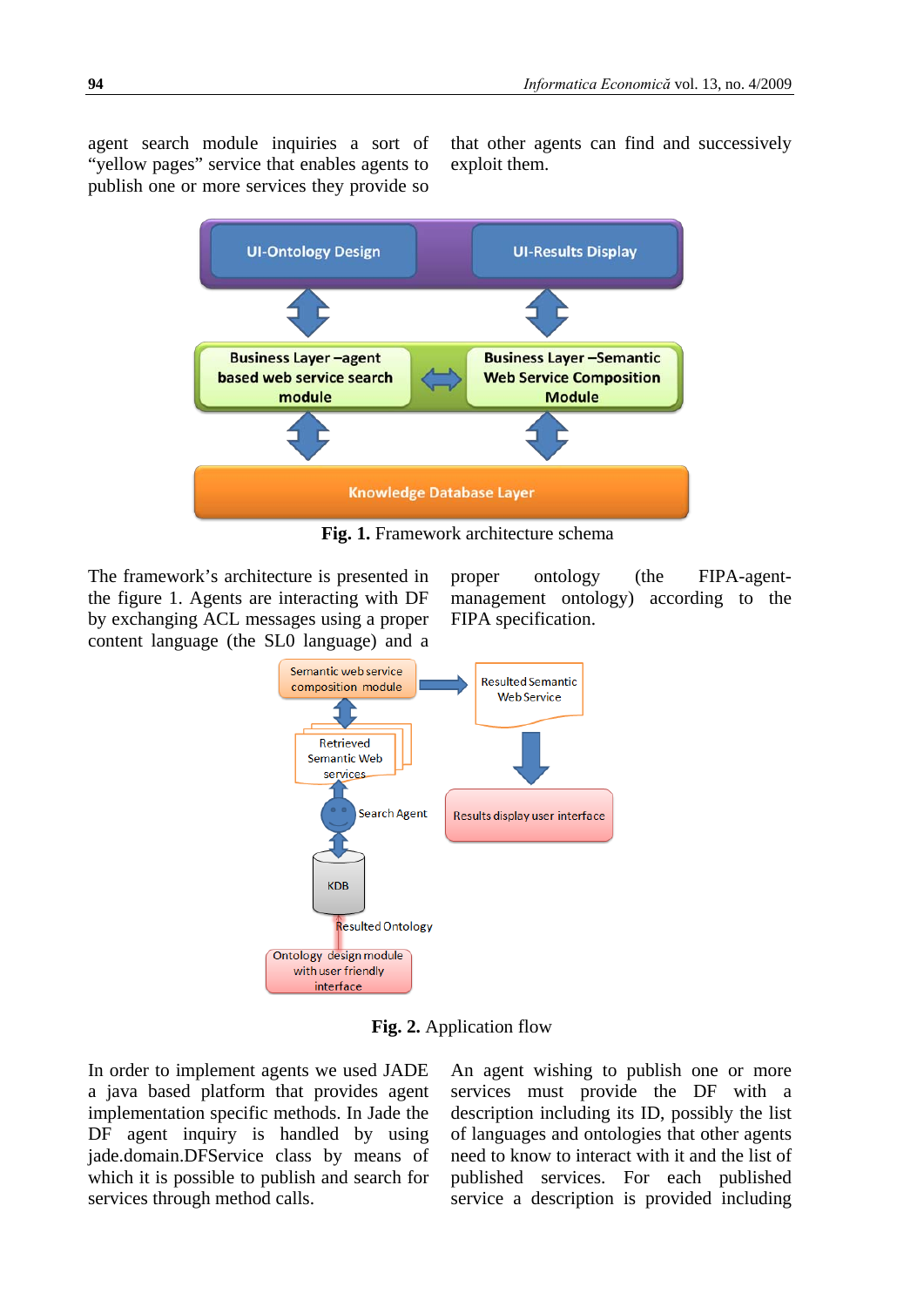agent search module inquiries a sort of "yellow pages" service that enables agents to publish one or more services they provide so that other agents can find and successively exploit them.

**Fig. 1.** Framework architecture schema

The framework's architecture is presented in the figure 1. Agents are interacting with DF by exchanging ACL messages using a proper content language (the SL0 language) and a proper ontology (the FIPA-agent-management ontology) according to the FIPA specification.

**Fig. 2.** Application flow

In order to implement agents we used JADE a java based platform that provides agent implementation specific methods. In Jade the DF agent inquiry is handled by using jade.domain.DFService class by means of which it is possible to publish and search for services through method calls.

An agent wishing to publish one or more services must provide the DF with a description including its ID, possibly the list of languages and ontologies that other agents need to know to interact with it and the list of published services. For each published service a description is provided including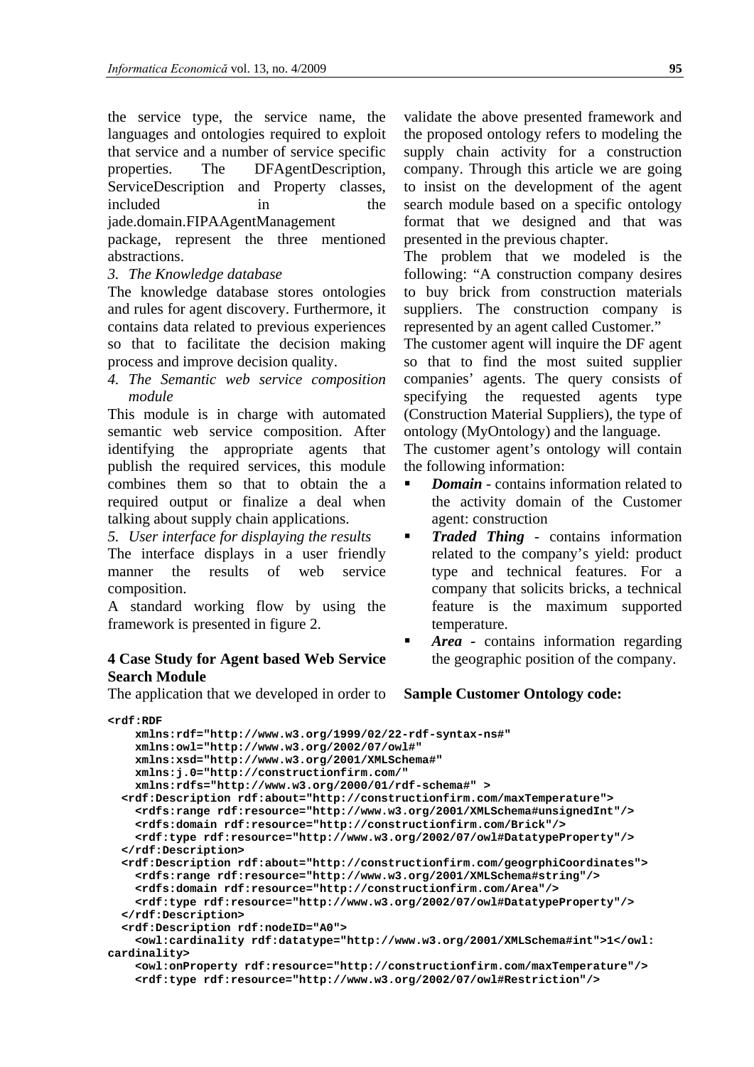the service type, the service name, the languages and ontologies required to exploit that service and a number of service specific properties. The DFAgentDescription, ServiceDescription and Property classes, included in the jade.domain.FIPAAgentManagement package, represent the three mentioned abstractions.

*3. The Knowledge database*

The knowledge database stores ontologies and rules for agent discovery. Furthermore, it contains data related to previous experiences so that to facilitate the decision making process and improve decision quality.

*4. The Semantic web service composition module*

This module is in charge with automated semantic web service composition. After identifying the appropriate agents that publish the required services, this module combines them so that to obtain the a required output or finalize a deal when talking about supply chain applications.

*5. User interface for displaying the results*

The interface displays in a user friendly manner the results of web service composition.

A standard working flow by using the framework is presented in figure 2.

## 4 Case Study for Agent based Web Service Search Module

The application that we developed in order to validate the above presented framework and the proposed ontology refers to modeling the supply chain activity for a construction company. Through this article we are going to insist on the development of the agent search module based on a specific ontology format that we designed and that was presented in the previous chapter.

The problem that we modeled is the following: "A construction company desires to buy brick from construction materials suppliers. The construction company is represented by an agent called Customer."

The customer agent will inquire the DF agent so that to find the most suited supplier companies' agents. The query consists of specifying the requested agents type (Construction Material Suppliers), the type of ontology (MyOntology) and the language.

The customer agent's ontology will contain the following information:

- ***Domain*** - contains information related to the activity domain of the Customer agent: construction
- ***Traded Thing*** - contains information related to the company's yield: product type and technical features. For a company that solicits bricks, a technical feature is the maximum supported temperature.
- ***Area*** - contains information regarding the geographic position of the company.

**Sample Customer Ontology code:**

```
<rdf:RDF
    xmlns:rdf="http://www.w3.org/1999/02/22-rdf-syntax-ns#"
    xmlns:owl="http://www.w3.org/2002/07/owl#"
    xmlns:xsd="http://www.w3.org/2001/XMLSchema#"
    xmlns:j.0="http://constructionfirm.com/"
    xmlns:rdfs="http://www.w3.org/2000/01/rdf-schema#" >
  <rdf:Description rdf:about="http://constructionfirm.com/maxTemperature">
    <rdfs:range rdf:resource="http://www.w3.org/2001/XMLSchema#unsignedInt"/>
    <rdfs:domain rdf:resource="http://constructionfirm.com/Brick"/>
    <rdf:type rdf:resource="http://www.w3.org/2002/07/owl#DatatypeProperty"/>
  </rdf:Description>
  <rdf:Description rdf:about="http://constructionfirm.com/geogrphiCoordinates">
    <rdfs:range rdf:resource="http://www.w3.org/2001/XMLSchema#string"/>
    <rdfs:domain rdf:resource="http://constructionfirm.com/Area"/>
    <rdf:type rdf:resource="http://www.w3.org/2002/07/owl#DatatypeProperty"/>
  </rdf:Description>
  <rdf:Description rdf:nodeID="A0">
    <owl:cardinality rdf:datatype="http://www.w3.org/2001/XMLSchema#int">1</owl:
cardinality>
    <owl:onProperty rdf:resource="http://constructionfirm.com/maxTemperature"/>
    <rdf:type rdf:resource="http://www.w3.org/2002/07/owl#Restriction"/>
```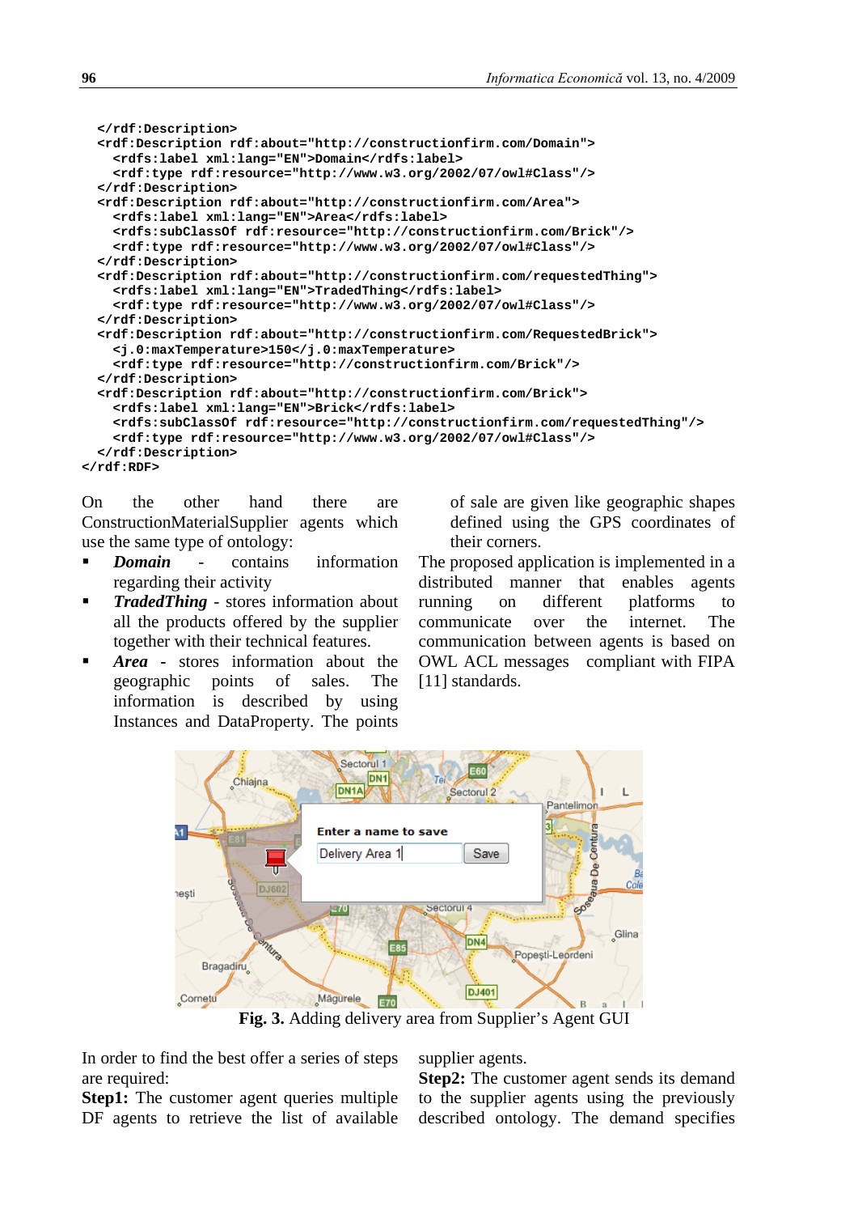```
  </rdf:Description>
  <rdf:Description rdf:about="http://constructionfirm.com/Domain">
    <rdfs:label xml:lang="EN">Domain</rdfs:label>
    <rdf:type rdf:resource="http://www.w3.org/2002/07/owl#Class"/>
  </rdf:Description>
  <rdf:Description rdf:about="http://constructionfirm.com/Area">
    <rdfs:label xml:lang="EN">Area</rdfs:label>
    <rdfs:subClassOf rdf:resource="http://constructionfirm.com/Brick"/>
    <rdf:type rdf:resource="http://www.w3.org/2002/07/owl#Class"/>
  </rdf:Description>
  <rdf:Description rdf:about="http://constructionfirm.com/requestedThing">
    <rdfs:label xml:lang="EN">TradedThing</rdfs:label>
    <rdf:type rdf:resource="http://www.w3.org/2002/07/owl#Class"/>
  </rdf:Description>
  <rdf:Description rdf:about="http://constructionfirm.com/RequestedBrick">
    <j.0:maxTemperature>150</j.0:maxTemperature>
    <rdf:type rdf:resource="http://constructionfirm.com/Brick"/>
  </rdf:Description>
  <rdf:Description rdf:about="http://constructionfirm.com/Brick">
    <rdfs:label xml:lang="EN">Brick</rdfs:label>
    <rdfs:subClassOf rdf:resource="http://constructionfirm.com/requestedThing"/>
    <rdf:type rdf:resource="http://www.w3.org/2002/07/owl#Class"/>
  </rdf:Description>
</rdf:RDF>
```

On the other hand there are ConstructionMaterialSupplier agents which use the same type of ontology:

- ***Domain*** - contains information regarding their activity
- ***TradedThing*** - stores information about all the products offered by the supplier together with their technical features.
- ***Area*** - stores information about the geographic points of sales. The information is described by using Instances and DataProperty. The points of sale are given like geographic shapes defined using the GPS coordinates of their corners.

The proposed application is implemented in a distributed manner that enables agents running on different platforms to communicate over the internet. The communication between agents is based on OWL ACL messages compliant with FIPA [11] standards.

**Fig. 3.** Adding delivery area from Supplier's Agent GUI

In order to find the best offer a series of steps are required:

**Step1:** The customer agent queries multiple DF agents to retrieve the list of available supplier agents.

**Step2:** The customer agent sends its demand to the supplier agents using the previously described ontology. The demand specifies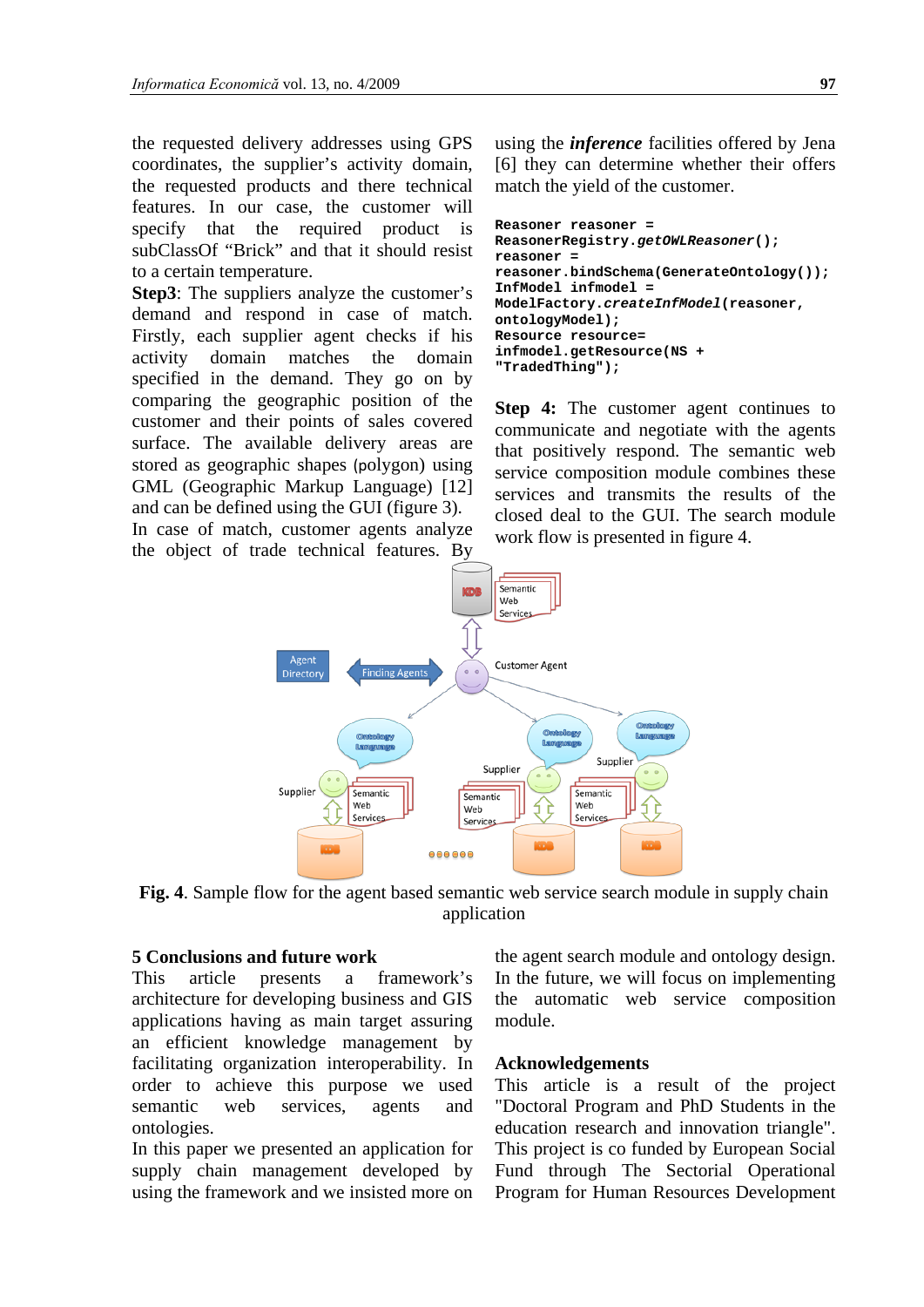the requested delivery addresses using GPS coordinates, the supplier's activity domain, the requested products and there technical features. In our case, the customer will specify that the required product is subClassOf "Brick" and that it should resist to a certain temperature.

**Step3**: The suppliers analyze the customer's demand and respond in case of match. Firstly, each supplier agent checks if his activity domain matches the domain specified in the demand. They go on by comparing the geographic position of the customer and their points of sales covered surface. The available delivery areas are stored as geographic shapes (polygon) using GML (Geographic Markup Language) [12] and can be defined using the GUI (figure 3).

In case of match, customer agents analyze the object of trade technical features. By using the ***inference*** facilities offered by Jena [6] they can determine whether their offers match the yield of the customer.

```
Reasoner reasoner =
ReasonerRegistry.getOWLReasoner();
reasoner =
reasoner.bindSchema(GenerateOntology());
InfModel infmodel =
ModelFactory.createInfModel(reasoner,
ontologyModel);
Resource resource=
infmodel.getResource(NS +
"TradedThing");
```

**Step 4:** The customer agent continues to communicate and negotiate with the agents that positively respond. The semantic web service composition module combines these services and transmits the results of the closed deal to the GUI. The search module work flow is presented in figure 4.

**Fig. 4**. Sample flow for the agent based semantic web service search module in supply chain application

## 5 Conclusions and future work

This article presents a framework's architecture for developing business and GIS applications having as main target assuring an efficient knowledge management by facilitating organization interoperability. In order to achieve this purpose we used semantic web services, agents and ontologies.

In this paper we presented an application for supply chain management developed by using the framework and we insisted more on the agent search module and ontology design. In the future, we will focus on implementing the automatic web service composition module.

## Acknowledgements

This article is a result of the project "Doctoral Program and PhD Students in the education research and innovation triangle". This project is co funded by European Social Fund through The Sectorial Operational Program for Human Resources Development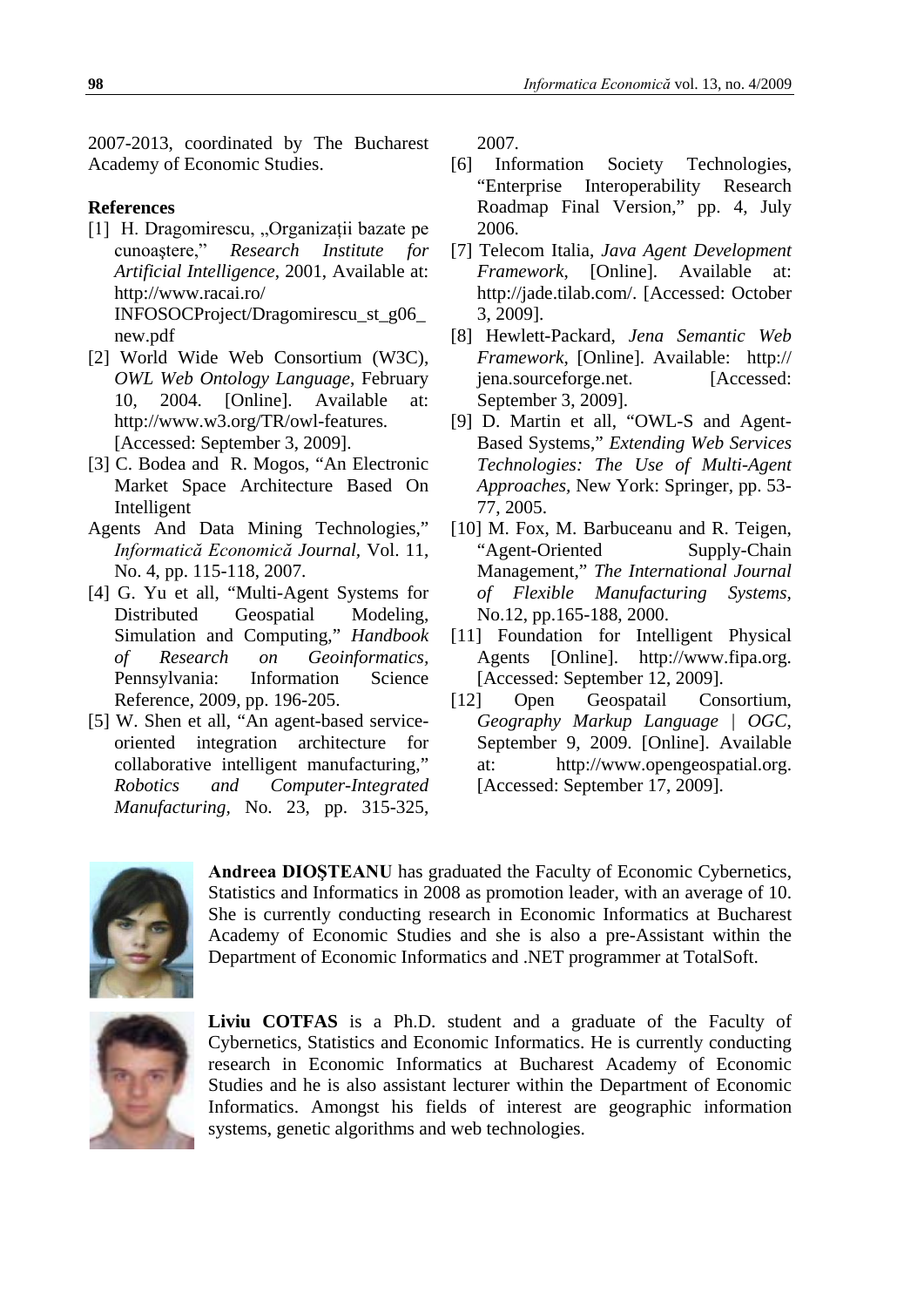2007-2013, coordinated by The Bucharest Academy of Economic Studies.

## References

[1] H. Dragomirescu, „Organizații bazate pe cunoaștere," *Research Institute for Artificial Intelligence*, 2001, Available at: http://www.racai.ro/INFOSOCProject/Dragomirescu_st_g06_new.pdf

[2] World Wide Web Consortium (W3C), *OWL Web Ontology Language*, February 10, 2004. [Online]. Available at: http://www.w3.org/TR/owl-features. [Accessed: September 3, 2009].

[3] C. Bodea and R. Mogos, "An Electronic Market Space Architecture Based On Intelligent Agents And Data Mining Technologies," *Informatică Economică Journal*, Vol. 11, No. 4, pp. 115-118, 2007.

[4] G. Yu et all, "Multi-Agent Systems for Distributed Geospatial Modeling, Simulation and Computing," *Handbook of Research on Geoinformatics*, Pennsylvania: Information Science Reference, 2009, pp. 196-205.

[5] W. Shen et all, "An agent-based service-oriented integration architecture for collaborative intelligent manufacturing," *Robotics and Computer-Integrated Manufacturing*, No. 23, pp. 315-325, 2007.

[6] Information Society Technologies, "Enterprise Interoperability Research Roadmap Final Version," pp. 4, July 2006.

[7] Telecom Italia, *Java Agent Development Framework*, [Online]. Available at: http://jade.tilab.com/. [Accessed: October 3, 2009].

[8] Hewlett-Packard, *Jena Semantic Web Framework*, [Online]. Available: http://jena.sourceforge.net. [Accessed: September 3, 2009].

[9] D. Martin et all, "OWL-S and Agent-Based Systems," *Extending Web Services Technologies: The Use of Multi-Agent Approaches*, New York: Springer, pp. 53-77, 2005.

[10] M. Fox, M. Barbuceanu and R. Teigen, "Agent-Oriented Supply-Chain Management," *The International Journal of Flexible Manufacturing Systems*, No.12, pp.165-188, 2000.

[11] Foundation for Intelligent Physical Agents [Online]. http://www.fipa.org. [Accessed: September 12, 2009].

[12] Open Geospatail Consortium, *Geography Markup Language | OGC*, September 9, 2009. [Online]. Available at: http://www.opengeospatial.org. [Accessed: September 17, 2009].

**Andreea DIOȘTEANU** has graduated the Faculty of Economic Cybernetics, Statistics and Informatics in 2008 as promotion leader, with an average of 10. She is currently conducting research in Economic Informatics at Bucharest Academy of Economic Studies and she is also a pre-Assistant within the Department of Economic Informatics and .NET programmer at TotalSoft.

**Liviu COTFAS** is a Ph.D. student and a graduate of the Faculty of Cybernetics, Statistics and Economic Informatics. He is currently conducting research in Economic Informatics at Bucharest Academy of Economic Studies and he is also assistant lecturer within the Department of Economic Informatics. Amongst his fields of interest are geographic information systems, genetic algorithms and web technologies.